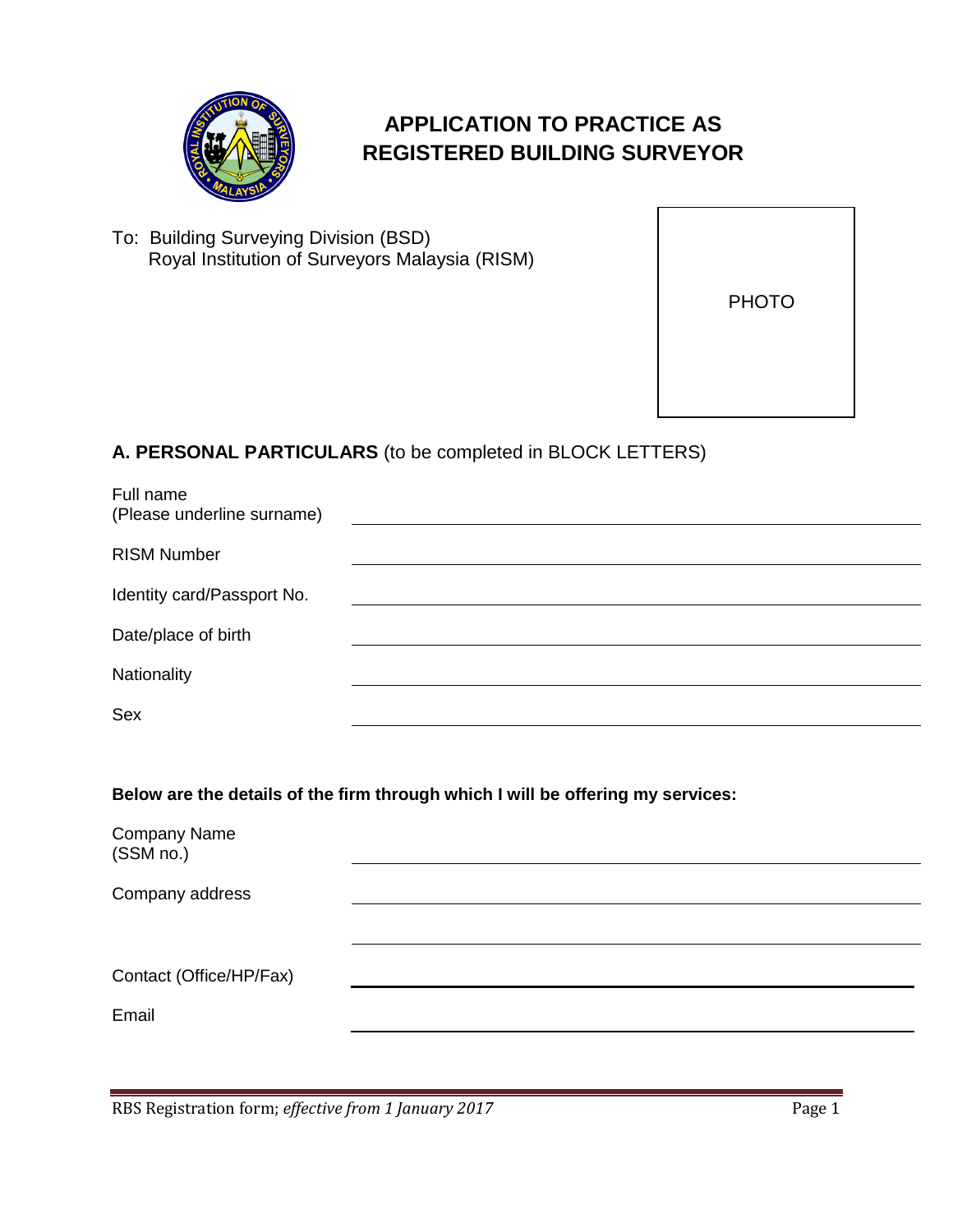# APPLICATION TO PRACTICE AS REGISTERED BUILDING SURVEYOR

To: Building Surveying Division (BSD)
Royal Institution of Surveyors Malaysia (RISM)

PHOTO

## A. PERSONAL PARTICULARS (to be completed in BLOCK LETTERS)

Full name
(Please underline surname) ______________________________

RISM Number ______________________________

Identity card/Passport No. ______________________________

Date/place of birth ______________________________

Nationality ______________________________

Sex ______________________________

**Below are the details of the firm through which I will be offering my services:**

Company Name
(SSM no.) ______________________________

Company address ______________________________

______________________________

Contact (Office/HP/Fax) ______________________________

Email ______________________________

RBS Registration form; *effective from 1 January 2017*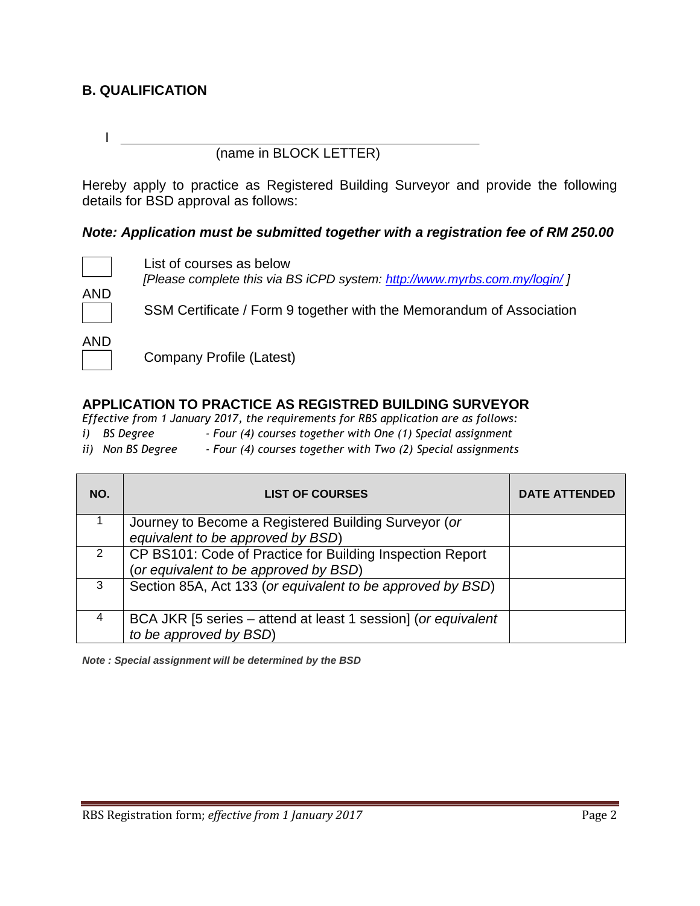## B. QUALIFICATION

I ______________________________________________

(name in BLOCK LETTER)

Hereby apply to practice as Registered Building Surveyor and provide the following details for BSD approval as follows:

***Note: Application must be submitted together with a registration fee of RM 250.00***

☐ List of courses as below
*[Please complete this via BS iCPD system: http://www.myrbs.com.my/login/ ]*

AND

☐ SSM Certificate / Form 9 together with the Memorandum of Association

AND

☐ Company Profile (Latest)

### APPLICATION TO PRACTICE AS REGISTRED BUILDING SURVEYOR

*Effective from 1 January 2017, the requirements for RBS application are as follows:*

*i) BS Degree - Four (4) courses together with One (1) Special assignment*

*ii) Non BS Degree - Four (4) courses together with Two (2) Special assignments*

| NO. | LIST OF COURSES | DATE ATTENDED |
|---|---|---|
| 1 | Journey to Become a Registered Building Surveyor (*or equivalent to be approved by BSD*) | |
| 2 | CP BS101: Code of Practice for Building Inspection Report (*or equivalent to be approved by BSD*) | |
| 3 | Section 85A, Act 133 (*or equivalent to be approved by BSD*) | |
| 4 | BCA JKR [5 series – attend at least 1 session] (*or equivalent to be approved by BSD*) | |

***Note : Special assignment will be determined by the BSD***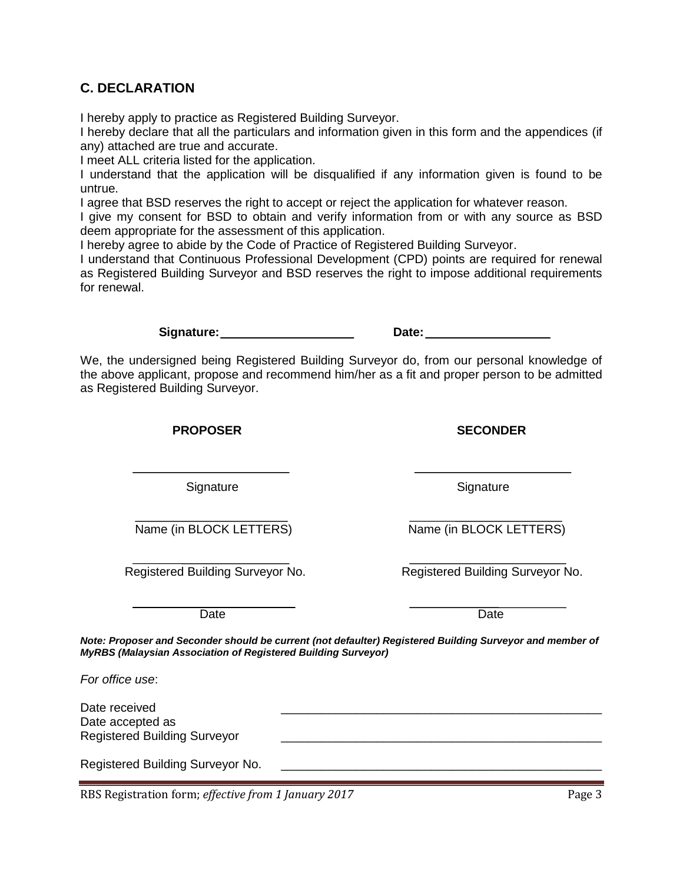## C. DECLARATION

I hereby apply to practice as Registered Building Surveyor.
I hereby declare that all the particulars and information given in this form and the appendices (if any) attached are true and accurate.
I meet ALL criteria listed for the application.
I understand that the application will be disqualified if any information given is found to be untrue.
I agree that BSD reserves the right to accept or reject the application for whatever reason.
I give my consent for BSD to obtain and verify information from or with any source as BSD deem appropriate for the assessment of this application.
I hereby agree to abide by the Code of Practice of Registered Building Surveyor.
I understand that Continuous Professional Development (CPD) points are required for renewal as Registered Building Surveyor and BSD reserves the right to impose additional requirements for renewal.

**Signature:** ____________________ **Date:** ____________________

We, the undersigned being Registered Building Surveyor do, from our personal knowledge of the above applicant, propose and recommend him/her as a fit and proper person to be admitted as Registered Building Surveyor.

| **PROPOSER** | **SECONDER** |
|---|---|
| ______________________ | ______________________ |
| Signature | Signature |
| ______________________ | ______________________ |
| Name (in BLOCK LETTERS) | Name (in BLOCK LETTERS) |
| ______________________ | ______________________ |
| Registered Building Surveyor No. | Registered Building Surveyor No. |
| ______________________ | ______________________ |
| Date | Date |

***Note: Proposer and Seconder should be current (not defaulter) Registered Building Surveyor and member of MyRBS (Malaysian Association of Registered Building Surveyor)***

*For office use*:

Date received ______________________________________________

Date accepted as
Registered Building Surveyor ______________________________________________

Registered Building Surveyor No. ______________________________________________

RBS Registration form; *effective from 1 January 2017*